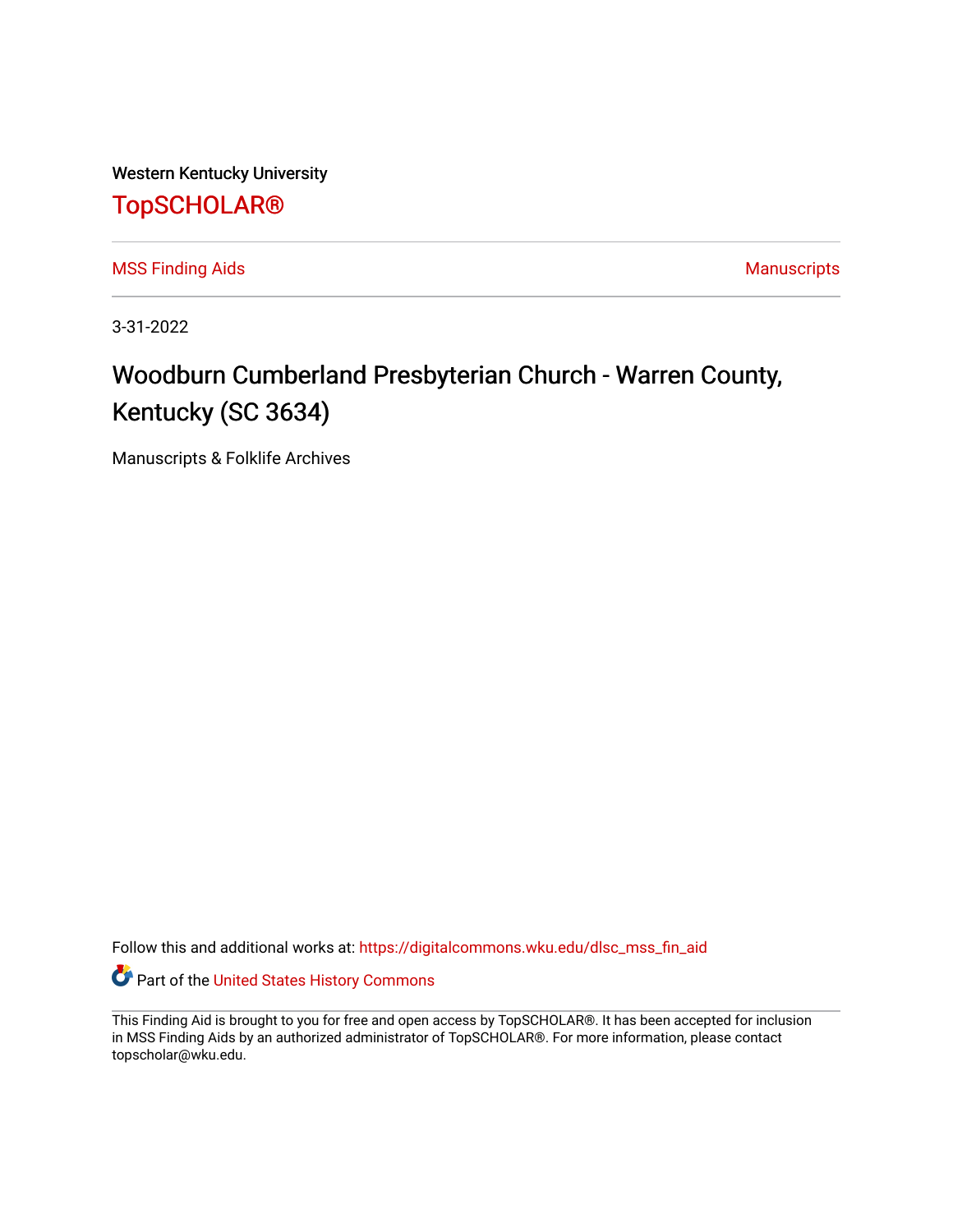Western Kentucky University

# TopSCHOLAR®

MSS Finding Aids | Manuscripts

3-31-2022

## Woodburn Cumberland Presbyterian Church - Warren County, Kentucky (SC 3634)

Manuscripts & Folklife Archives

Follow this and additional works at: https://digitalcommons.wku.edu/dlsc_mss_fin_aid

Part of the United States History Commons

This Finding Aid is brought to you for free and open access by TopSCHOLAR®. It has been accepted for inclusion in MSS Finding Aids by an authorized administrator of TopSCHOLAR®. For more information, please contact topscholar@wku.edu.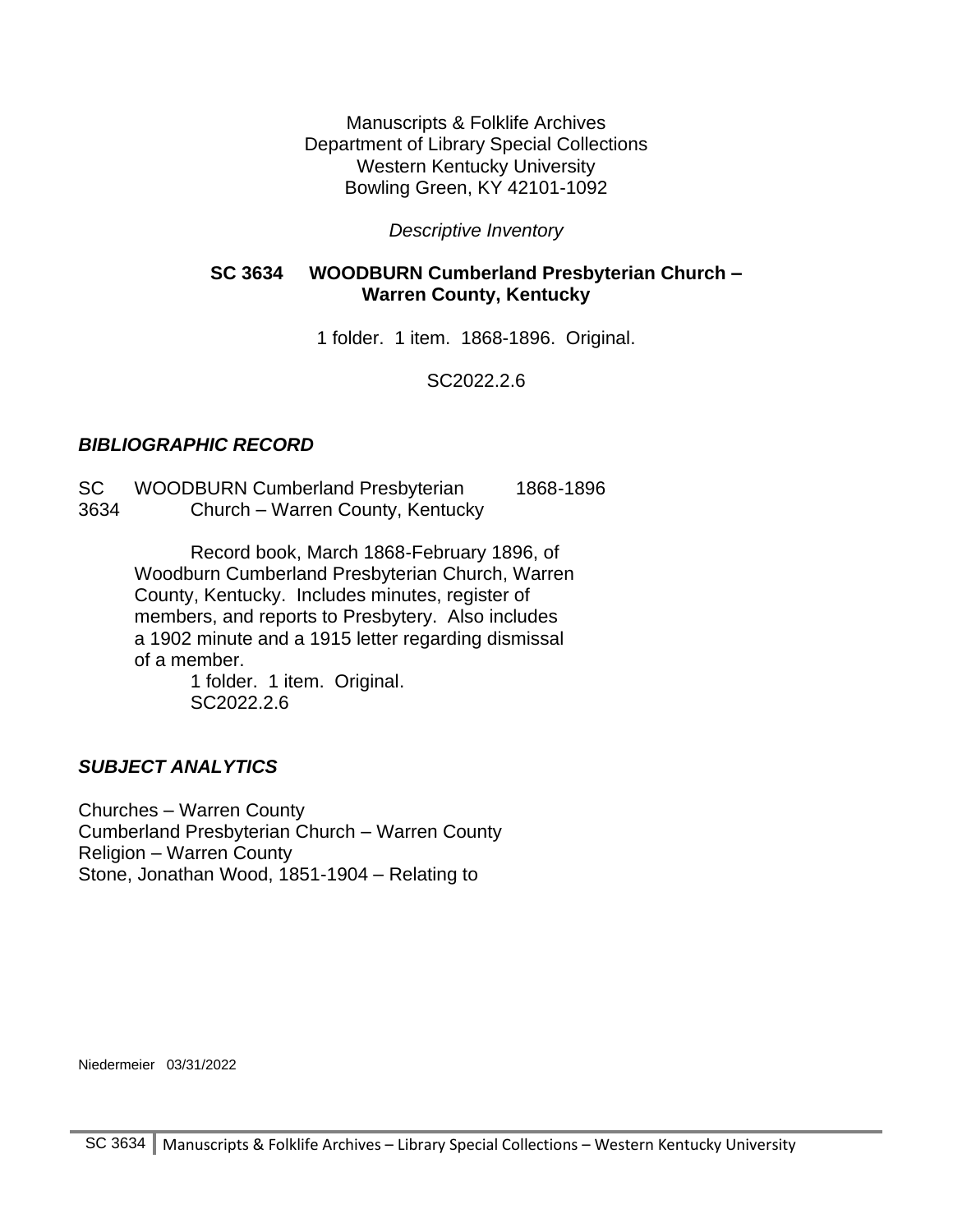Manuscripts & Folklife Archives
Department of Library Special Collections
Western Kentucky University
Bowling Green, KY 42101-1092

*Descriptive Inventory*

## SC 3634 WOODBURN Cumberland Presbyterian Church – Warren County, Kentucky

1 folder. 1 item. 1868-1896. Original.

SC2022.2.6

### *BIBLIOGRAPHIC RECORD*

SC 3634 WOODBURN Cumberland Presbyterian Church – Warren County, Kentucky 1868-1896

Record book, March 1868-February 1896, of Woodburn Cumberland Presbyterian Church, Warren County, Kentucky. Includes minutes, register of members, and reports to Presbytery. Also includes a 1902 minute and a 1915 letter regarding dismissal of a member.

1 folder. 1 item. Original.
SC2022.2.6

### *SUBJECT ANALYTICS*

Churches – Warren County
Cumberland Presbyterian Church – Warren County
Religion – Warren County
Stone, Jonathan Wood, 1851-1904 – Relating to

Niedermeier 03/31/2022